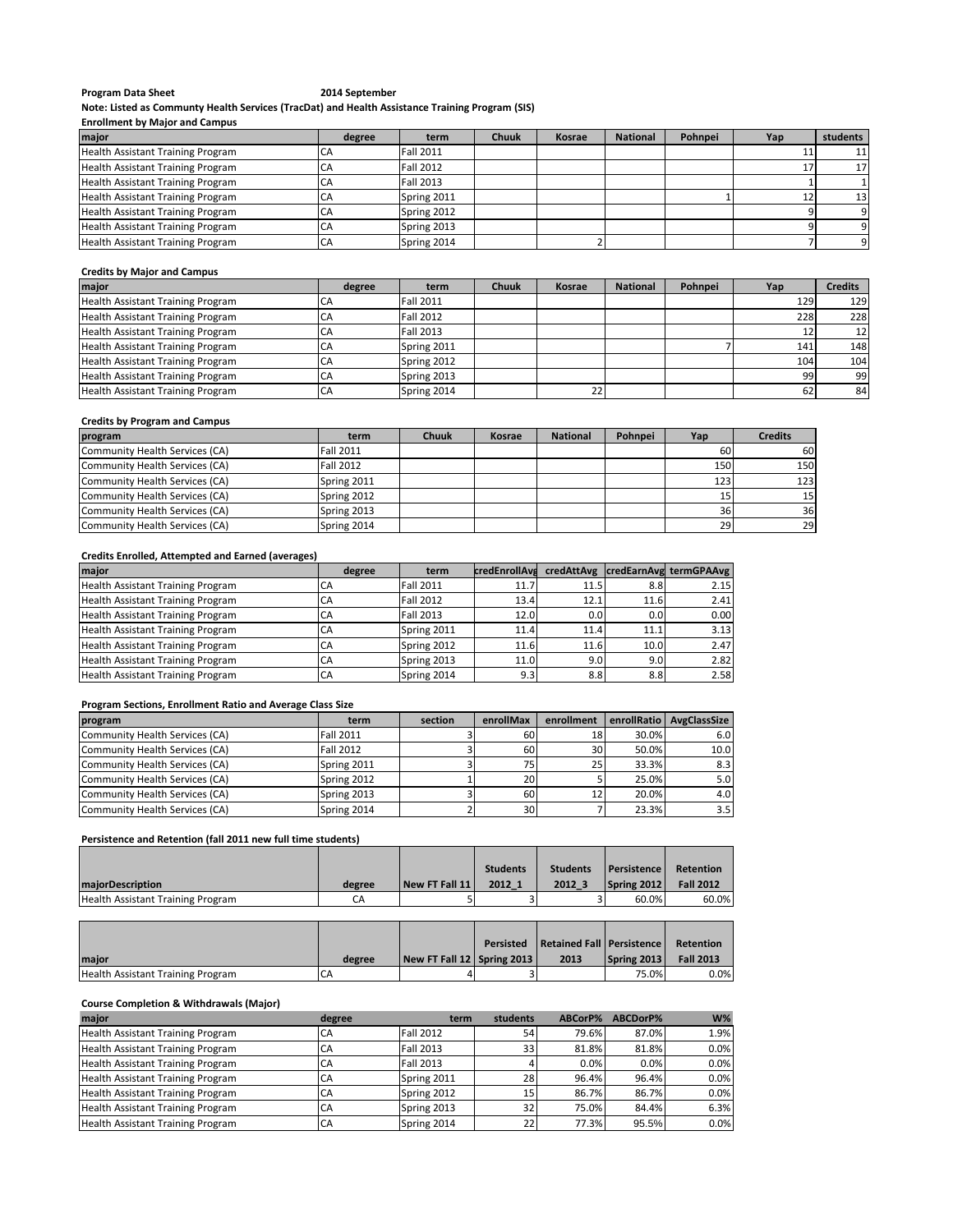**Program Data Sheet** **2014 September**

**Note: Listed as Communty Health Services (TracDat) and Health Assistance Training Program (SIS)**

**Enrollment by Major and Campus**

| major | degree | term | Chuuk | Kosrae | National | Pohnpei | Yap | students |
|---|---|---|---|---|---|---|---|---|
| Health Assistant Training Program | CA | Fall 2011 | | | | | 11 | 11 |
| Health Assistant Training Program | CA | Fall 2012 | | | | | 17 | 17 |
| Health Assistant Training Program | CA | Fall 2013 | | | | | 1 | 1 |
| Health Assistant Training Program | CA | Spring 2011 | | | | 1 | 12 | 13 |
| Health Assistant Training Program | CA | Spring 2012 | | | | | 9 | 9 |
| Health Assistant Training Program | CA | Spring 2013 | | | | | 9 | 9 |
| Health Assistant Training Program | CA | Spring 2014 | | 2 | | | 7 | 9 |

**Credits by Major and Campus**

| major | degree | term | Chuuk | Kosrae | National | Pohnpei | Yap | Credits |
|---|---|---|---|---|---|---|---|---|
| Health Assistant Training Program | CA | Fall 2011 | | | | | 129 | 129 |
| Health Assistant Training Program | CA | Fall 2012 | | | | | 228 | 228 |
| Health Assistant Training Program | CA | Fall 2013 | | | | | 12 | 12 |
| Health Assistant Training Program | CA | Spring 2011 | | | | 7 | 141 | 148 |
| Health Assistant Training Program | CA | Spring 2012 | | | | | 104 | 104 |
| Health Assistant Training Program | CA | Spring 2013 | | | | | 99 | 99 |
| Health Assistant Training Program | CA | Spring 2014 | | 22 | | | 62 | 84 |

**Credits by Program and Campus**

| program | term | Chuuk | Kosrae | National | Pohnpei | Yap | Credits |
|---|---|---|---|---|---|---|---|
| Community Health Services (CA) | Fall 2011 | | | | | 60 | 60 |
| Community Health Services (CA) | Fall 2012 | | | | | 150 | 150 |
| Community Health Services (CA) | Spring 2011 | | | | | 123 | 123 |
| Community Health Services (CA) | Spring 2012 | | | | | 15 | 15 |
| Community Health Services (CA) | Spring 2013 | | | | | 36 | 36 |
| Community Health Services (CA) | Spring 2014 | | | | | 29 | 29 |

**Credits Enrolled, Attempted and Earned (averages)**

| major | degree | term | credEnrollAvg | credAttAvg | credEarnAvg | termGPAAvg |
|---|---|---|---|---|---|---|
| Health Assistant Training Program | CA | Fall 2011 | 11.7 | 11.5 | 8.8 | 2.15 |
| Health Assistant Training Program | CA | Fall 2012 | 13.4 | 12.1 | 11.6 | 2.41 |
| Health Assistant Training Program | CA | Fall 2013 | 12.0 | 0.0 | 0.0 | 0.00 |
| Health Assistant Training Program | CA | Spring 2011 | 11.4 | 11.4 | 11.1 | 3.13 |
| Health Assistant Training Program | CA | Spring 2012 | 11.6 | 11.6 | 10.0 | 2.47 |
| Health Assistant Training Program | CA | Spring 2013 | 11.0 | 9.0 | 9.0 | 2.82 |
| Health Assistant Training Program | CA | Spring 2014 | 9.3 | 8.8 | 8.8 | 2.58 |

**Program Sections, Enrollment Ratio and Average Class Size**

| program | term | section | enrollMax | enrollment | enrollRatio | AvgClassSize |
|---|---|---|---|---|---|---|
| Community Health Services (CA) | Fall 2011 | 3 | 60 | 18 | 30.0% | 6.0 |
| Community Health Services (CA) | Fall 2012 | 3 | 60 | 30 | 50.0% | 10.0 |
| Community Health Services (CA) | Spring 2011 | 3 | 75 | 25 | 33.3% | 8.3 |
| Community Health Services (CA) | Spring 2012 | 1 | 20 | 5 | 25.0% | 5.0 |
| Community Health Services (CA) | Spring 2013 | 3 | 60 | 12 | 20.0% | 4.0 |
| Community Health Services (CA) | Spring 2014 | 2 | 30 | 7 | 23.3% | 3.5 |

**Persistence and Retention (fall 2011 new full time students)**

| majorDescription | degree | New FT Fall 11 | Students 2012_1 | Students 2012_3 | Persistence Spring 2012 | Retention Fall 2012 |
|---|---|---|---|---|---|---|
| Health Assistant Training Program | CA | 5 | 3 | 3 | 60.0% | 60.0% |

| major | degree | New FT Fall 12 | Persisted Spring 2013 | Retained Fall 2013 | Persistence Spring 2013 | Retention Fall 2013 |
|---|---|---|---|---|---|---|
| Health Assistant Training Program | CA | 4 | 3 | | 75.0% | 0.0% |

**Course Completion & Withdrawals (Major)**

| major | degree | term | students | ABCorP% | ABCDorP% | W% |
|---|---|---|---|---|---|---|
| Health Assistant Training Program | CA | Fall 2012 | 54 | 79.6% | 87.0% | 1.9% |
| Health Assistant Training Program | CA | Fall 2013 | 33 | 81.8% | 81.8% | 0.0% |
| Health Assistant Training Program | CA | Fall 2013 | 4 | 0.0% | 0.0% | 0.0% |
| Health Assistant Training Program | CA | Spring 2011 | 28 | 96.4% | 96.4% | 0.0% |
| Health Assistant Training Program | CA | Spring 2012 | 15 | 86.7% | 86.7% | 0.0% |
| Health Assistant Training Program | CA | Spring 2013 | 32 | 75.0% | 84.4% | 6.3% |
| Health Assistant Training Program | CA | Spring 2014 | 22 | 77.3% | 95.5% | 0.0% |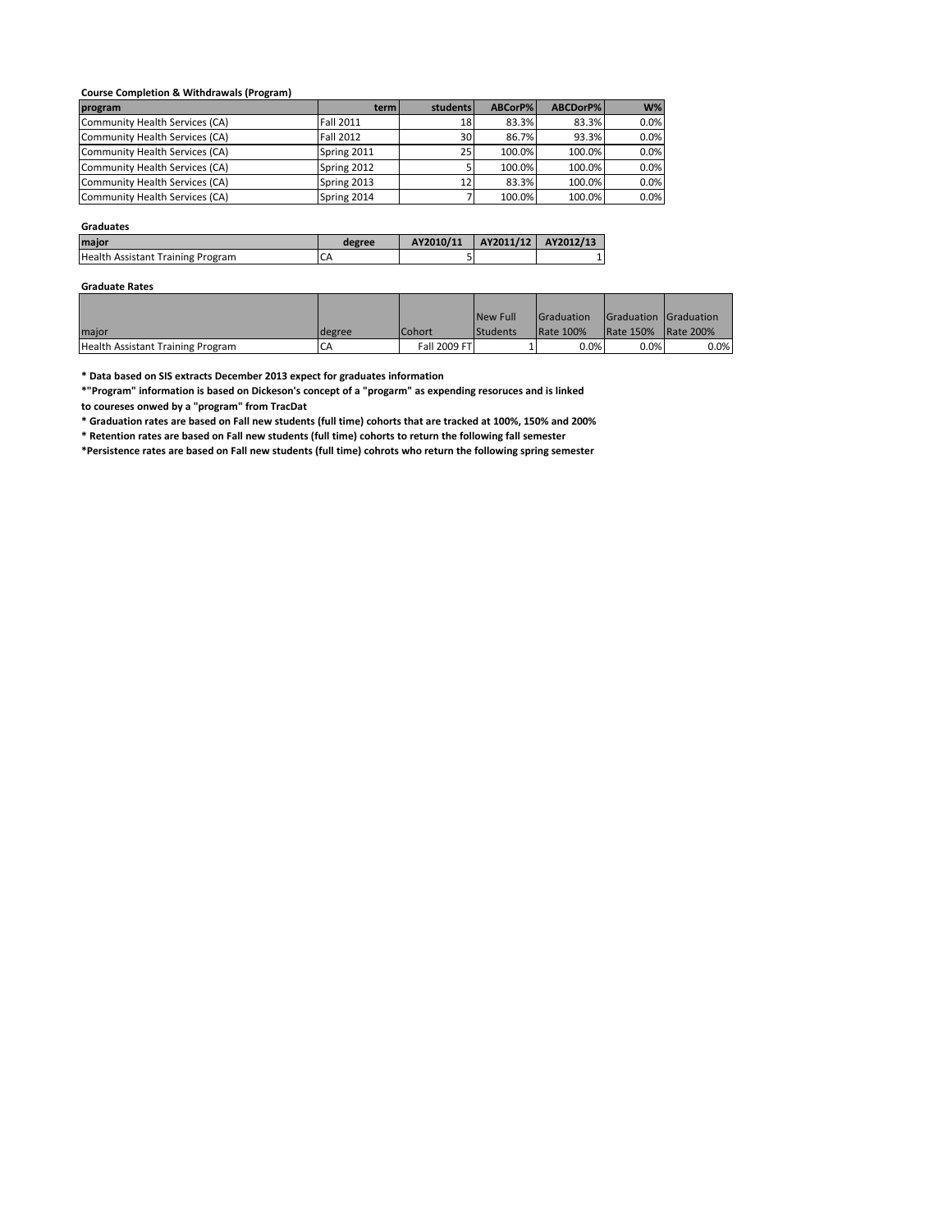**Course Completion & Withdrawals (Program)**

| program | term | students | ABCorP% | ABCDorP% | W% |
|---|---|---|---|---|---|
| Community Health Services (CA) | Fall 2011 | 18 | 83.3% | 83.3% | 0.0% |
| Community Health Services (CA) | Fall 2012 | 30 | 86.7% | 93.3% | 0.0% |
| Community Health Services (CA) | Spring 2011 | 25 | 100.0% | 100.0% | 0.0% |
| Community Health Services (CA) | Spring 2012 | 5 | 100.0% | 100.0% | 0.0% |
| Community Health Services (CA) | Spring 2013 | 12 | 83.3% | 100.0% | 0.0% |
| Community Health Services (CA) | Spring 2014 | 7 | 100.0% | 100.0% | 0.0% |

**Graduates**

| major | degree | AY2010/11 | AY2011/12 | AY2012/13 |
|---|---|---|---|---|
| Health Assistant Training Program | CA | 5 | | 1 |

**Graduate Rates**

| major | degree | Cohort | New Full Students | Graduation Rate 100% | Graduation Rate 150% | Graduation Rate 200% |
|---|---|---|---|---|---|---|
| Health Assistant Training Program | CA | Fall 2009 FT | 1 | 0.0% | 0.0% | 0.0% |

**\* Data based on SIS extracts December 2013 expect for graduates information**

**\*"Program" information is based on Dickeson's concept of a "progarm" as expending resoruces and is linked to coureses onwed by a "program" from TracDat**

**\* Graduation rates are based on Fall new students (full time) cohorts that are tracked at 100%, 150% and 200%**

**\* Retention rates are based on Fall new students (full time) cohorts to return the following fall semester**

**\*Persistence rates are based on Fall new students (full time) cohrots who return the following spring semester**